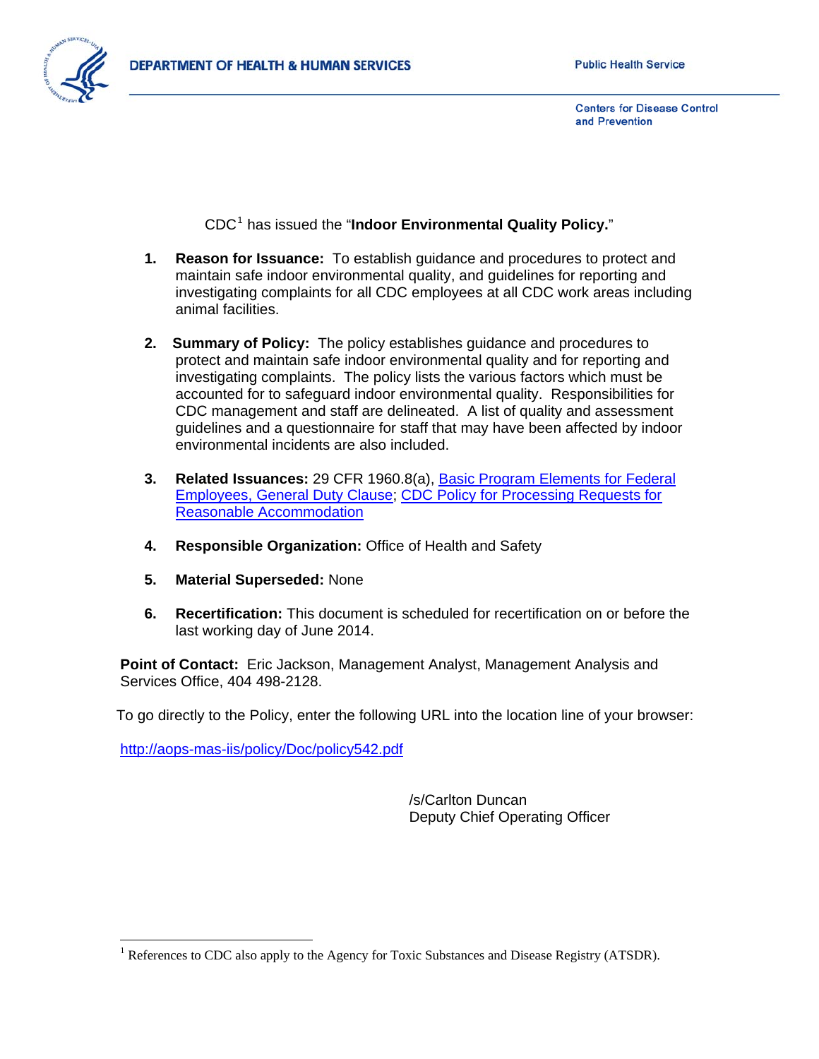DEPARTMENT OF HEALTH & HUMAN SERVICES

Public Health Service

Centers for Disease Control and Prevention

CDC[1] has issued the "**Indoor Environmental Quality Policy.**"

1. **Reason for Issuance:** To establish guidance and procedures to protect and maintain safe indoor environmental quality, and guidelines for reporting and investigating complaints for all CDC employees at all CDC work areas including animal facilities.

2. **Summary of Policy:** The policy establishes guidance and procedures to protect and maintain safe indoor environmental quality and for reporting and investigating complaints. The policy lists the various factors which must be accounted for to safeguard indoor environmental quality. Responsibilities for CDC management and staff are delineated. A list of quality and assessment guidelines and a questionnaire for staff that may have been affected by indoor environmental incidents are also included.

3. **Related Issuances:** 29 CFR 1960.8(a), Basic Program Elements for Federal Employees, General Duty Clause; CDC Policy for Processing Requests for Reasonable Accommodation

4. **Responsible Organization:** Office of Health and Safety

5. **Material Superseded:** None

6. **Recertification:** This document is scheduled for recertification on or before the last working day of June 2014.

**Point of Contact:** Eric Jackson, Management Analyst, Management Analysis and Services Office, 404 498-2128.

To go directly to the Policy, enter the following URL into the location line of your browser:

http://aops-mas-iis/policy/Doc/policy542.pdf

/s/Carlton Duncan
Deputy Chief Operating Officer

[1] References to CDC also apply to the Agency for Toxic Substances and Disease Registry (ATSDR).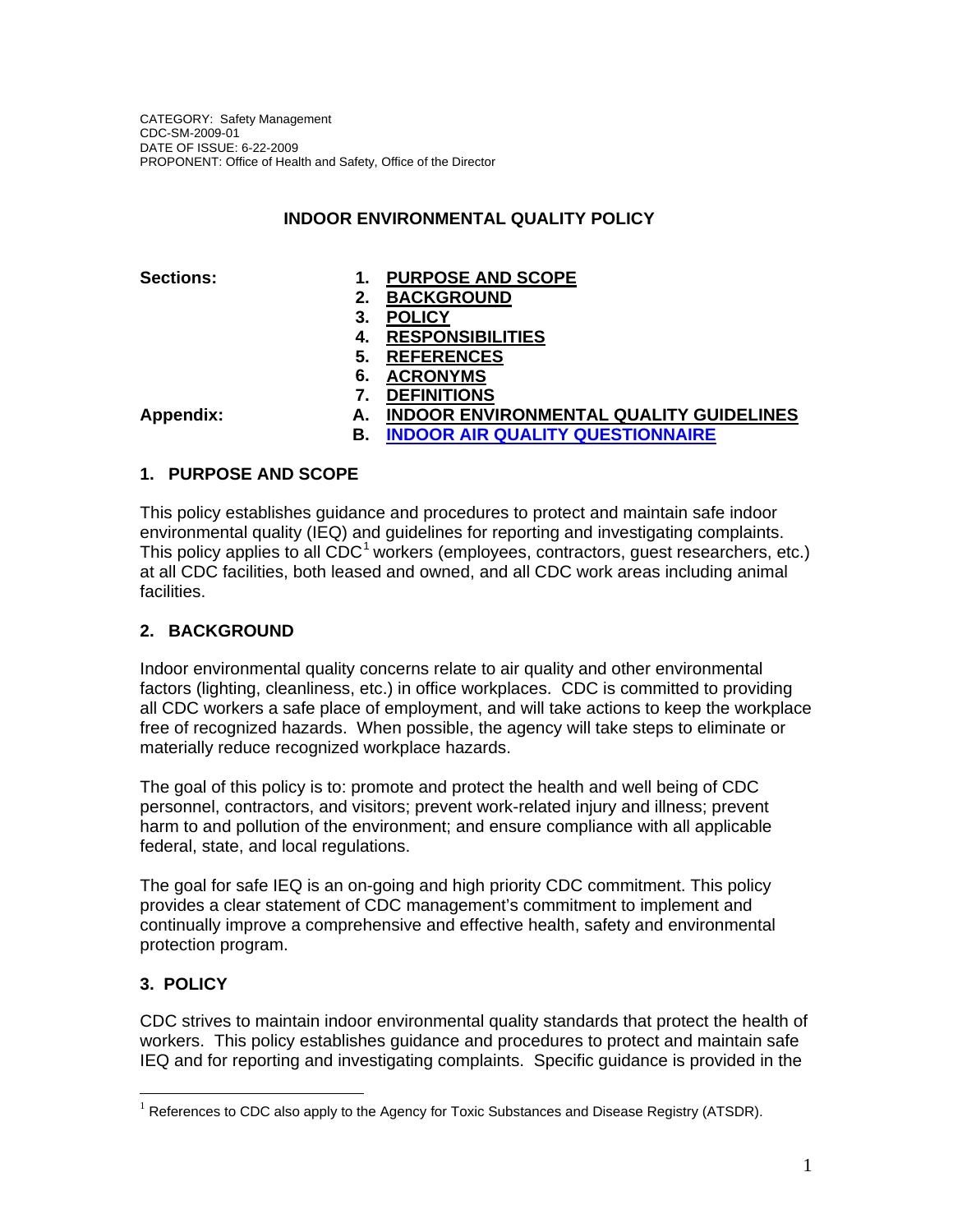CATEGORY: Safety Management
CDC-SM-2009-01
DATE OF ISSUE: 6-22-2009
PROPONENT: Office of Health and Safety, Office of the Director

# INDOOR ENVIRONMENTAL QUALITY POLICY

**Sections:**

1. **PURPOSE AND SCOPE**
2. **BACKGROUND**
3. **POLICY**
4. **RESPONSIBILITIES**
5. **REFERENCES**
6. **ACRONYMS**
7. **DEFINITIONS**

**Appendix:**

- A. **INDOOR ENVIRONMENTAL QUALITY GUIDELINES**
- B. **INDOOR AIR QUALITY QUESTIONNAIRE**

## 1. PURPOSE AND SCOPE

This policy establishes guidance and procedures to protect and maintain safe indoor environmental quality (IEQ) and guidelines for reporting and investigating complaints. This policy applies to all CDC[1] workers (employees, contractors, guest researchers, etc.) at all CDC facilities, both leased and owned, and all CDC work areas including animal facilities.

## 2. BACKGROUND

Indoor environmental quality concerns relate to air quality and other environmental factors (lighting, cleanliness, etc.) in office workplaces. CDC is committed to providing all CDC workers a safe place of employment, and will take actions to keep the workplace free of recognized hazards. When possible, the agency will take steps to eliminate or materially reduce recognized workplace hazards.

The goal of this policy is to: promote and protect the health and well being of CDC personnel, contractors, and visitors; prevent work-related injury and illness; prevent harm to and pollution of the environment; and ensure compliance with all applicable federal, state, and local regulations.

The goal for safe IEQ is an on-going and high priority CDC commitment. This policy provides a clear statement of CDC management's commitment to implement and continually improve a comprehensive and effective health, safety and environmental protection program.

## 3. POLICY

CDC strives to maintain indoor environmental quality standards that protect the health of workers. This policy establishes guidance and procedures to protect and maintain safe IEQ and for reporting and investigating complaints. Specific guidance is provided in the

[1] References to CDC also apply to the Agency for Toxic Substances and Disease Registry (ATSDR).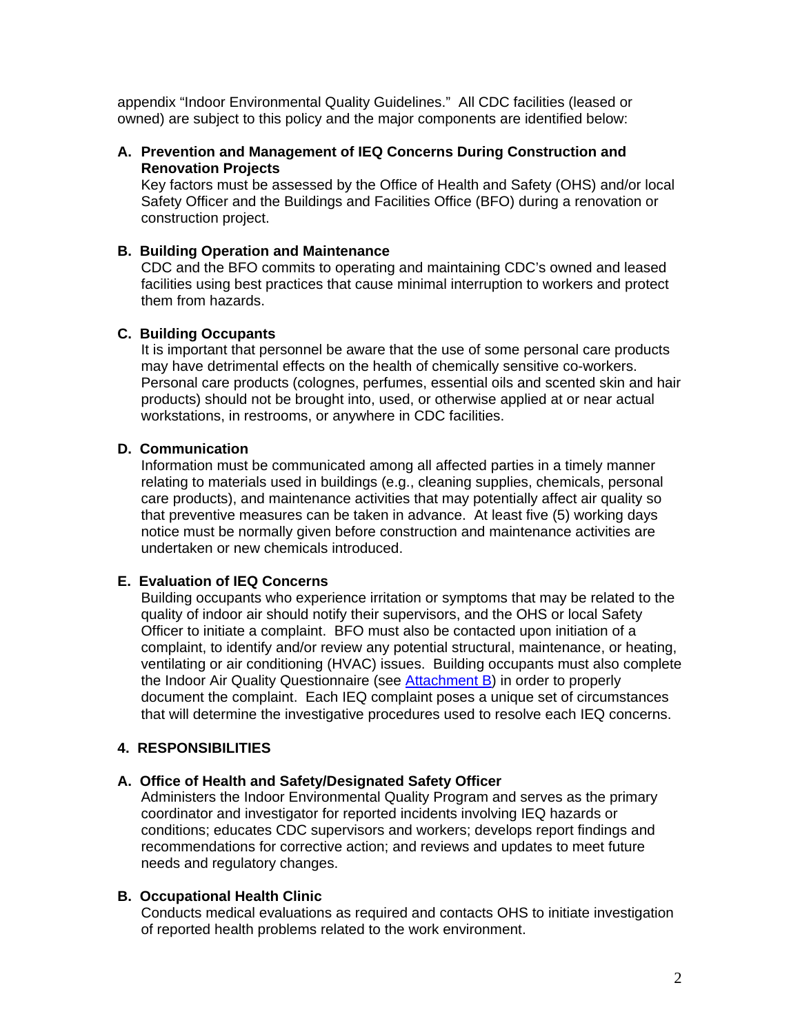appendix "Indoor Environmental Quality Guidelines." All CDC facilities (leased or owned) are subject to this policy and the major components are identified below:

**A. Prevention and Management of IEQ Concerns During Construction and Renovation Projects**

Key factors must be assessed by the Office of Health and Safety (OHS) and/or local Safety Officer and the Buildings and Facilities Office (BFO) during a renovation or construction project.

**B. Building Operation and Maintenance**

CDC and the BFO commits to operating and maintaining CDC's owned and leased facilities using best practices that cause minimal interruption to workers and protect them from hazards.

**C. Building Occupants**

It is important that personnel be aware that the use of some personal care products may have detrimental effects on the health of chemically sensitive co-workers. Personal care products (colognes, perfumes, essential oils and scented skin and hair products) should not be brought into, used, or otherwise applied at or near actual workstations, in restrooms, or anywhere in CDC facilities.

**D. Communication**

Information must be communicated among all affected parties in a timely manner relating to materials used in buildings (e.g., cleaning supplies, chemicals, personal care products), and maintenance activities that may potentially affect air quality so that preventive measures can be taken in advance. At least five (5) working days notice must be normally given before construction and maintenance activities are undertaken or new chemicals introduced.

**E. Evaluation of IEQ Concerns**

Building occupants who experience irritation or symptoms that may be related to the quality of indoor air should notify their supervisors, and the OHS or local Safety Officer to initiate a complaint. BFO must also be contacted upon initiation of a complaint, to identify and/or review any potential structural, maintenance, or heating, ventilating or air conditioning (HVAC) issues. Building occupants must also complete the Indoor Air Quality Questionnaire (see Attachment B) in order to properly document the complaint. Each IEQ complaint poses a unique set of circumstances that will determine the investigative procedures used to resolve each IEQ concerns.

## 4. RESPONSIBILITIES

**A. Office of Health and Safety/Designated Safety Officer**

Administers the Indoor Environmental Quality Program and serves as the primary coordinator and investigator for reported incidents involving IEQ hazards or conditions; educates CDC supervisors and workers; develops report findings and recommendations for corrective action; and reviews and updates to meet future needs and regulatory changes.

**B. Occupational Health Clinic**

Conducts medical evaluations as required and contacts OHS to initiate investigation of reported health problems related to the work environment.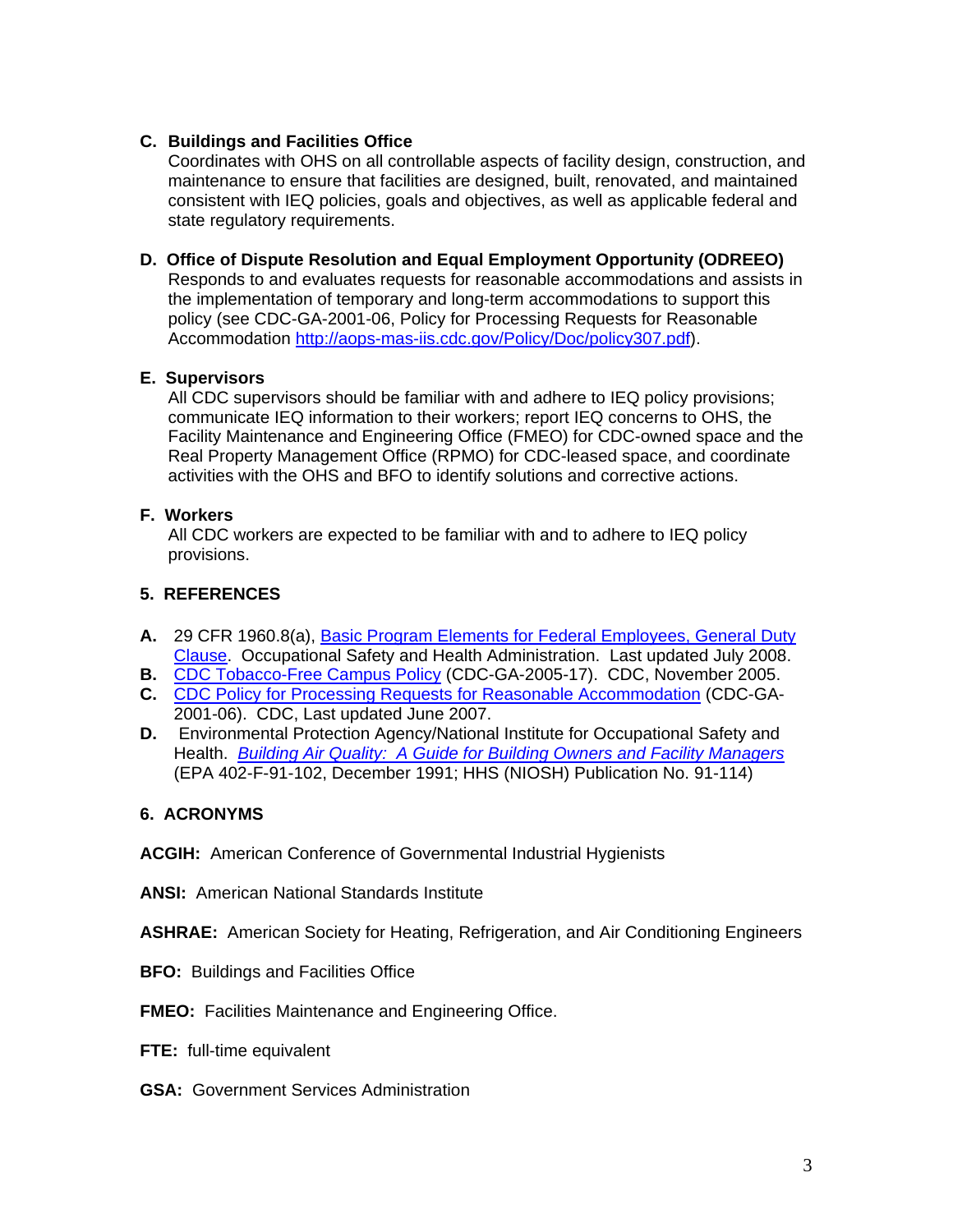**C. Buildings and Facilities Office**

Coordinates with OHS on all controllable aspects of facility design, construction, and maintenance to ensure that facilities are designed, built, renovated, and maintained consistent with IEQ policies, goals and objectives, as well as applicable federal and state regulatory requirements.

**D. Office of Dispute Resolution and Equal Employment Opportunity (ODREEO)**

Responds to and evaluates requests for reasonable accommodations and assists in the implementation of temporary and long-term accommodations to support this policy (see CDC-GA-2001-06, Policy for Processing Requests for Reasonable Accommodation http://aops-mas-iis.cdc.gov/Policy/Doc/policy307.pdf).

**E. Supervisors**

All CDC supervisors should be familiar with and adhere to IEQ policy provisions; communicate IEQ information to their workers; report IEQ concerns to OHS, the Facility Maintenance and Engineering Office (FMEO) for CDC-owned space and the Real Property Management Office (RPMO) for CDC-leased space, and coordinate activities with the OHS and BFO to identify solutions and corrective actions.

**F. Workers**

All CDC workers are expected to be familiar with and to adhere to IEQ policy provisions.

## 5. REFERENCES

**A.** 29 CFR 1960.8(a), Basic Program Elements for Federal Employees, General Duty Clause. Occupational Safety and Health Administration. Last updated July 2008.

**B.** CDC Tobacco-Free Campus Policy (CDC-GA-2005-17). CDC, November 2005.

**C.** CDC Policy for Processing Requests for Reasonable Accommodation (CDC-GA-2001-06). CDC, Last updated June 2007.

**D.** Environmental Protection Agency/National Institute for Occupational Safety and Health. *Building Air Quality: A Guide for Building Owners and Facility Managers* (EPA 402-F-91-102, December 1991; HHS (NIOSH) Publication No. 91-114)

## 6. ACRONYMS

**ACGIH:** American Conference of Governmental Industrial Hygienists

**ANSI:** American National Standards Institute

**ASHRAE:** American Society for Heating, Refrigeration, and Air Conditioning Engineers

**BFO:** Buildings and Facilities Office

**FMEO:** Facilities Maintenance and Engineering Office.

**FTE:** full-time equivalent

**GSA:** Government Services Administration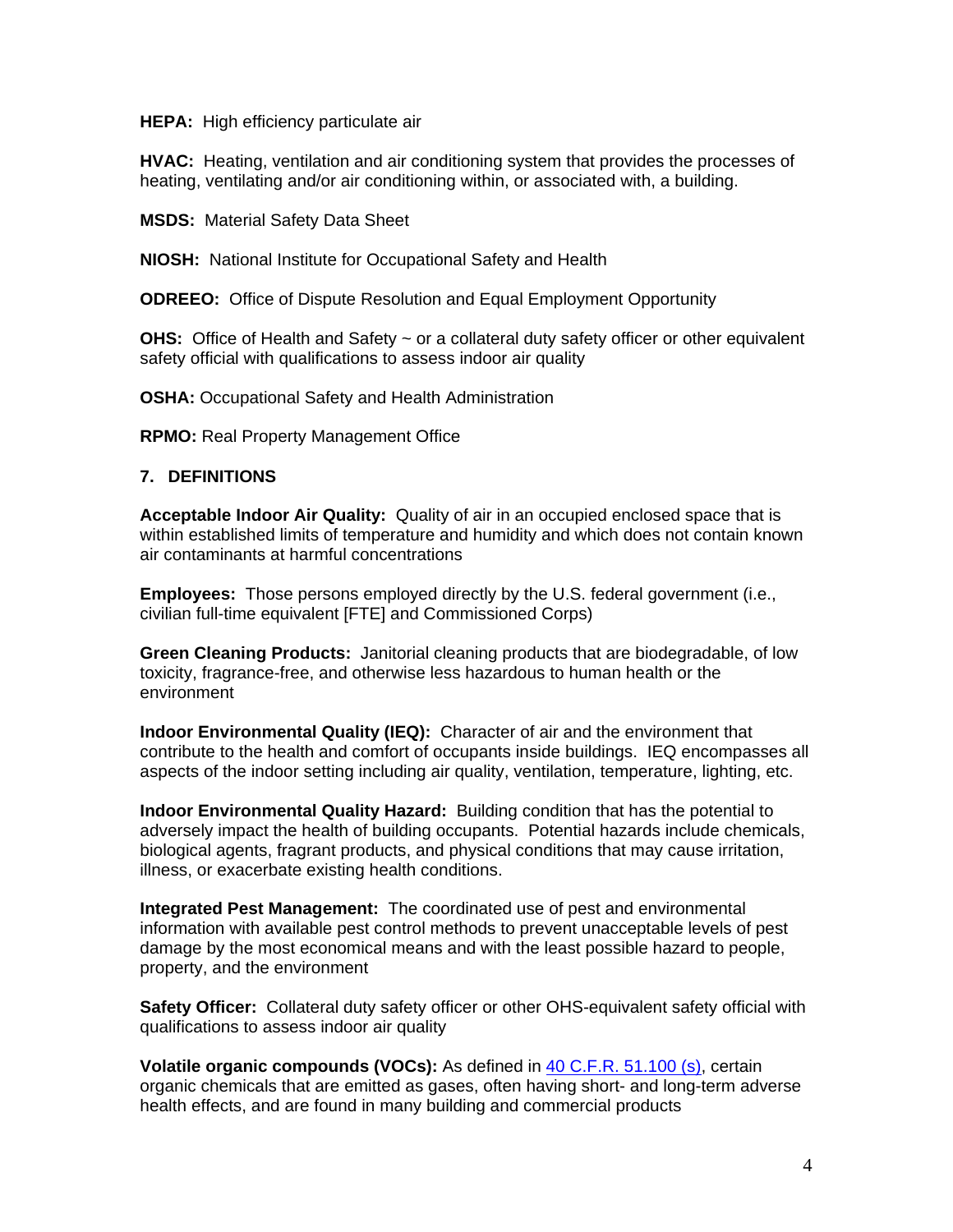**HEPA:** High efficiency particulate air

**HVAC:** Heating, ventilation and air conditioning system that provides the processes of heating, ventilating and/or air conditioning within, or associated with, a building.

**MSDS:** Material Safety Data Sheet

**NIOSH:** National Institute for Occupational Safety and Health

**ODREEO:** Office of Dispute Resolution and Equal Employment Opportunity

**OHS:** Office of Health and Safety ~ or a collateral duty safety officer or other equivalent safety official with qualifications to assess indoor air quality

**OSHA:** Occupational Safety and Health Administration

**RPMO:** Real Property Management Office

## 7. DEFINITIONS

**Acceptable Indoor Air Quality:** Quality of air in an occupied enclosed space that is within established limits of temperature and humidity and which does not contain known air contaminants at harmful concentrations

**Employees:** Those persons employed directly by the U.S. federal government (i.e., civilian full-time equivalent [FTE] and Commissioned Corps)

**Green Cleaning Products:** Janitorial cleaning products that are biodegradable, of low toxicity, fragrance-free, and otherwise less hazardous to human health or the environment

**Indoor Environmental Quality (IEQ):** Character of air and the environment that contribute to the health and comfort of occupants inside buildings. IEQ encompasses all aspects of the indoor setting including air quality, ventilation, temperature, lighting, etc.

**Indoor Environmental Quality Hazard:** Building condition that has the potential to adversely impact the health of building occupants. Potential hazards include chemicals, biological agents, fragrant products, and physical conditions that may cause irritation, illness, or exacerbate existing health conditions.

**Integrated Pest Management:** The coordinated use of pest and environmental information with available pest control methods to prevent unacceptable levels of pest damage by the most economical means and with the least possible hazard to people, property, and the environment

**Safety Officer:** Collateral duty safety officer or other OHS-equivalent safety official with qualifications to assess indoor air quality

**Volatile organic compounds (VOCs):** As defined in 40 C.F.R. 51.100 (s), certain organic chemicals that are emitted as gases, often having short- and long-term adverse health effects, and are found in many building and commercial products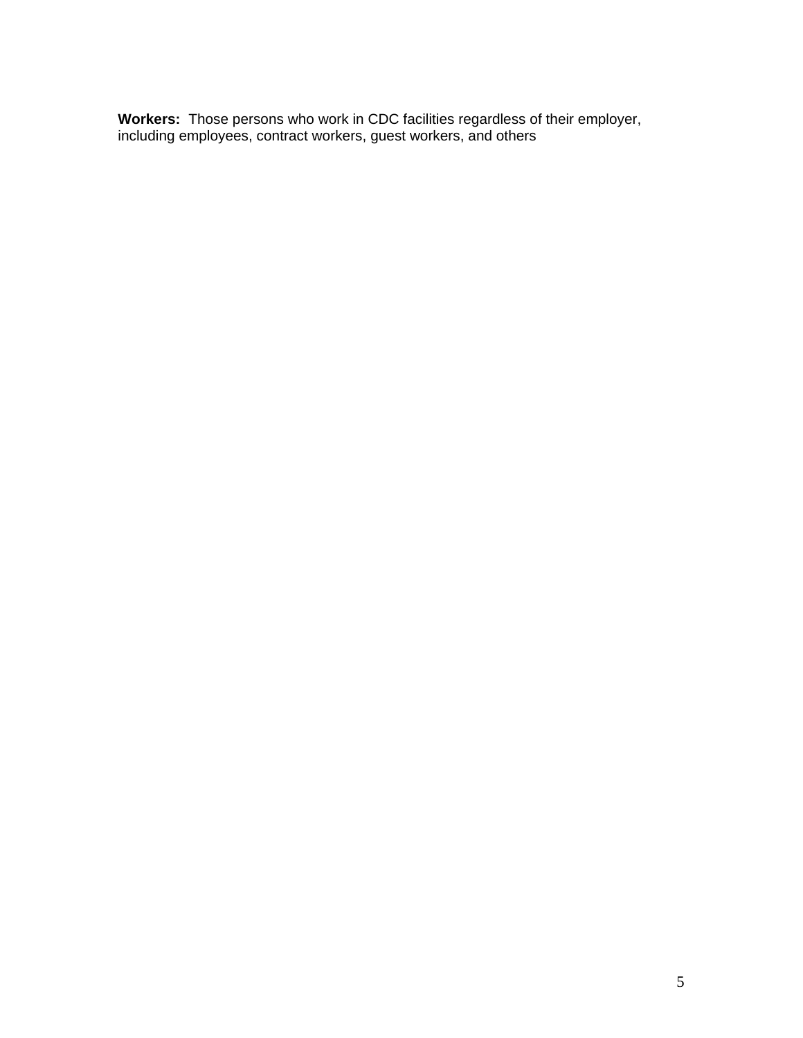**Workers:** Those persons who work in CDC facilities regardless of their employer, including employees, contract workers, guest workers, and others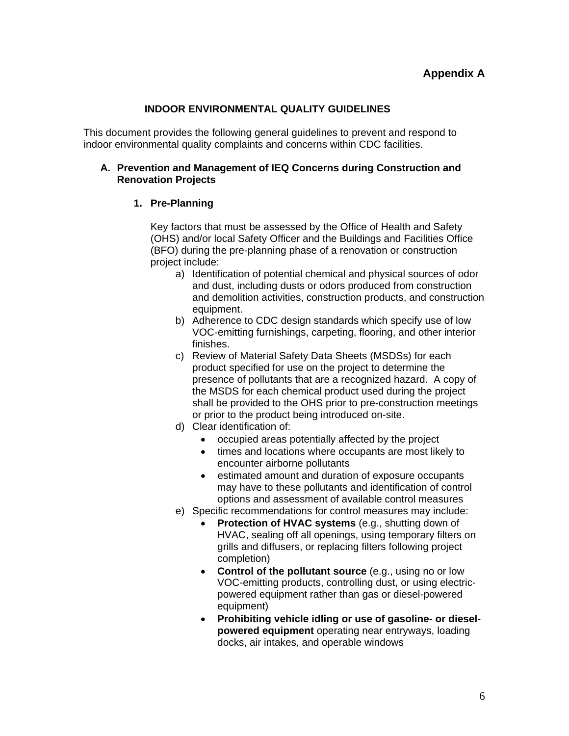# Appendix A

## INDOOR ENVIRONMENTAL QUALITY GUIDELINES

This document provides the following general guidelines to prevent and respond to indoor environmental quality complaints and concerns within CDC facilities.

### A. Prevention and Management of IEQ Concerns during Construction and Renovation Projects

#### 1. Pre-Planning

Key factors that must be assessed by the Office of Health and Safety (OHS) and/or local Safety Officer and the Buildings and Facilities Office (BFO) during the pre-planning phase of a renovation or construction project include:

a) Identification of potential chemical and physical sources of odor and dust, including dusts or odors produced from construction and demolition activities, construction products, and construction equipment.

b) Adherence to CDC design standards which specify use of low VOC-emitting furnishings, carpeting, flooring, and other interior finishes.

c) Review of Material Safety Data Sheets (MSDSs) for each product specified for use on the project to determine the presence of pollutants that are a recognized hazard. A copy of the MSDS for each chemical product used during the project shall be provided to the OHS prior to pre-construction meetings or prior to the product being introduced on-site.

d) Clear identification of:
   - occupied areas potentially affected by the project
   - times and locations where occupants are most likely to encounter airborne pollutants
   - estimated amount and duration of exposure occupants may have to these pollutants and identification of control options and assessment of available control measures

e) Specific recommendations for control measures may include:
   - **Protection of HVAC systems** (e.g., shutting down of HVAC, sealing off all openings, using temporary filters on grills and diffusers, or replacing filters following project completion)
   - **Control of the pollutant source** (e.g., using no or low VOC-emitting products, controlling dust, or using electric-powered equipment rather than gas or diesel-powered equipment)
   - **Prohibiting vehicle idling or use of gasoline- or diesel-powered equipment** operating near entryways, loading docks, air intakes, and operable windows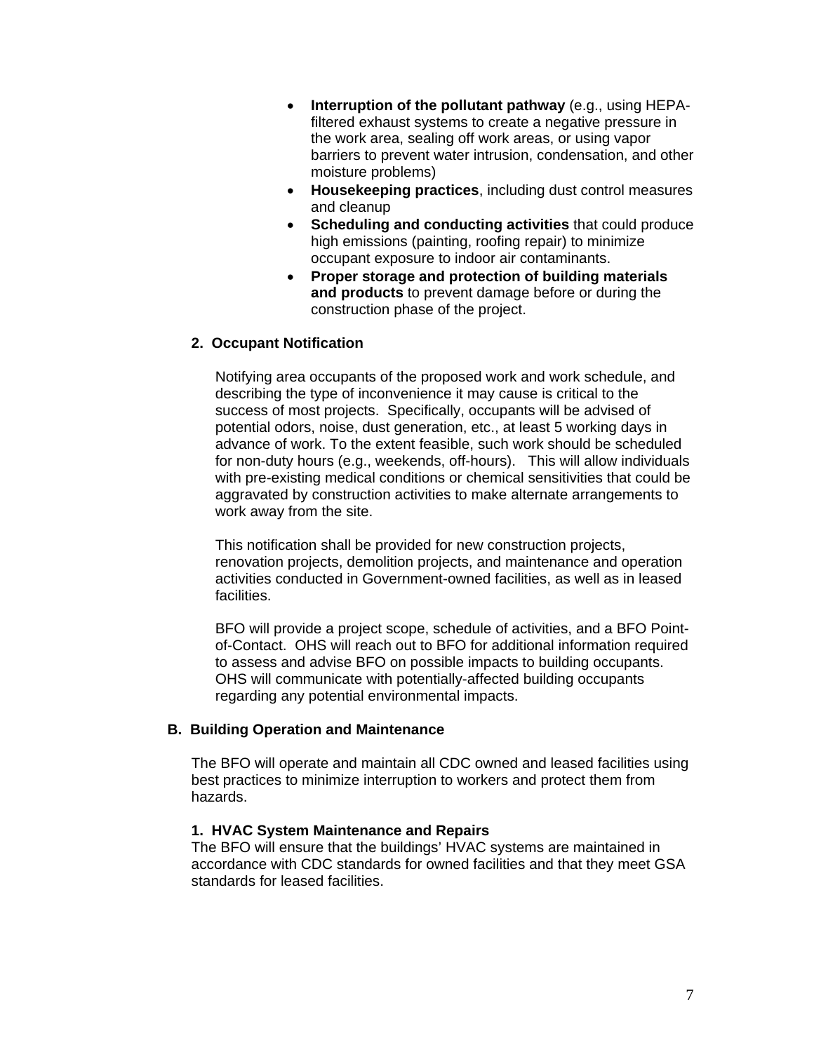- **Interruption of the pollutant pathway** (e.g., using HEPA-filtered exhaust systems to create a negative pressure in the work area, sealing off work areas, or using vapor barriers to prevent water intrusion, condensation, and other moisture problems)
- **Housekeeping practices**, including dust control measures and cleanup
- **Scheduling and conducting activities** that could produce high emissions (painting, roofing repair) to minimize occupant exposure to indoor air contaminants.
- **Proper storage and protection of building materials and products** to prevent damage before or during the construction phase of the project.

**2. Occupant Notification**

Notifying area occupants of the proposed work and work schedule, and describing the type of inconvenience it may cause is critical to the success of most projects. Specifically, occupants will be advised of potential odors, noise, dust generation, etc., at least 5 working days in advance of work. To the extent feasible, such work should be scheduled for non-duty hours (e.g., weekends, off-hours). This will allow individuals with pre-existing medical conditions or chemical sensitivities that could be aggravated by construction activities to make alternate arrangements to work away from the site.

This notification shall be provided for new construction projects, renovation projects, demolition projects, and maintenance and operation activities conducted in Government-owned facilities, as well as in leased facilities.

BFO will provide a project scope, schedule of activities, and a BFO Point-of-Contact. OHS will reach out to BFO for additional information required to assess and advise BFO on possible impacts to building occupants. OHS will communicate with potentially-affected building occupants regarding any potential environmental impacts.

**B. Building Operation and Maintenance**

The BFO will operate and maintain all CDC owned and leased facilities using best practices to minimize interruption to workers and protect them from hazards.

**1. HVAC System Maintenance and Repairs**

The BFO will ensure that the buildings' HVAC systems are maintained in accordance with CDC standards for owned facilities and that they meet GSA standards for leased facilities.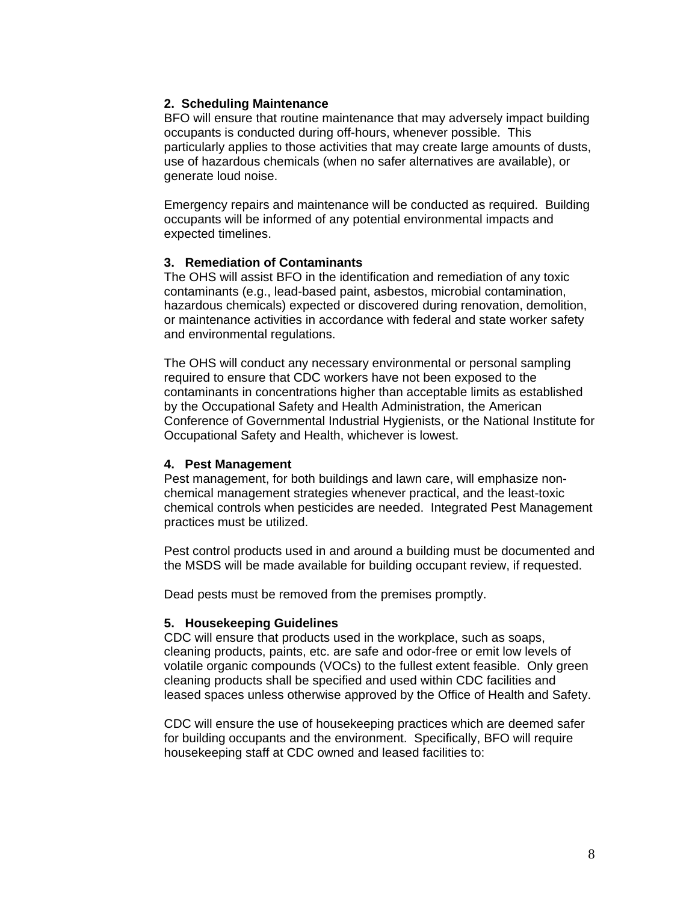**2. Scheduling Maintenance**

BFO will ensure that routine maintenance that may adversely impact building occupants is conducted during off-hours, whenever possible. This particularly applies to those activities that may create large amounts of dusts, use of hazardous chemicals (when no safer alternatives are available), or generate loud noise.

Emergency repairs and maintenance will be conducted as required. Building occupants will be informed of any potential environmental impacts and expected timelines.

**3. Remediation of Contaminants**

The OHS will assist BFO in the identification and remediation of any toxic contaminants (e.g., lead-based paint, asbestos, microbial contamination, hazardous chemicals) expected or discovered during renovation, demolition, or maintenance activities in accordance with federal and state worker safety and environmental regulations.

The OHS will conduct any necessary environmental or personal sampling required to ensure that CDC workers have not been exposed to the contaminants in concentrations higher than acceptable limits as established by the Occupational Safety and Health Administration, the American Conference of Governmental Industrial Hygienists, or the National Institute for Occupational Safety and Health, whichever is lowest.

**4. Pest Management**

Pest management, for both buildings and lawn care, will emphasize non-chemical management strategies whenever practical, and the least-toxic chemical controls when pesticides are needed. Integrated Pest Management practices must be utilized.

Pest control products used in and around a building must be documented and the MSDS will be made available for building occupant review, if requested.

Dead pests must be removed from the premises promptly.

**5. Housekeeping Guidelines**

CDC will ensure that products used in the workplace, such as soaps, cleaning products, paints, etc. are safe and odor-free or emit low levels of volatile organic compounds (VOCs) to the fullest extent feasible. Only green cleaning products shall be specified and used within CDC facilities and leased spaces unless otherwise approved by the Office of Health and Safety.

CDC will ensure the use of housekeeping practices which are deemed safer for building occupants and the environment. Specifically, BFO will require housekeeping staff at CDC owned and leased facilities to: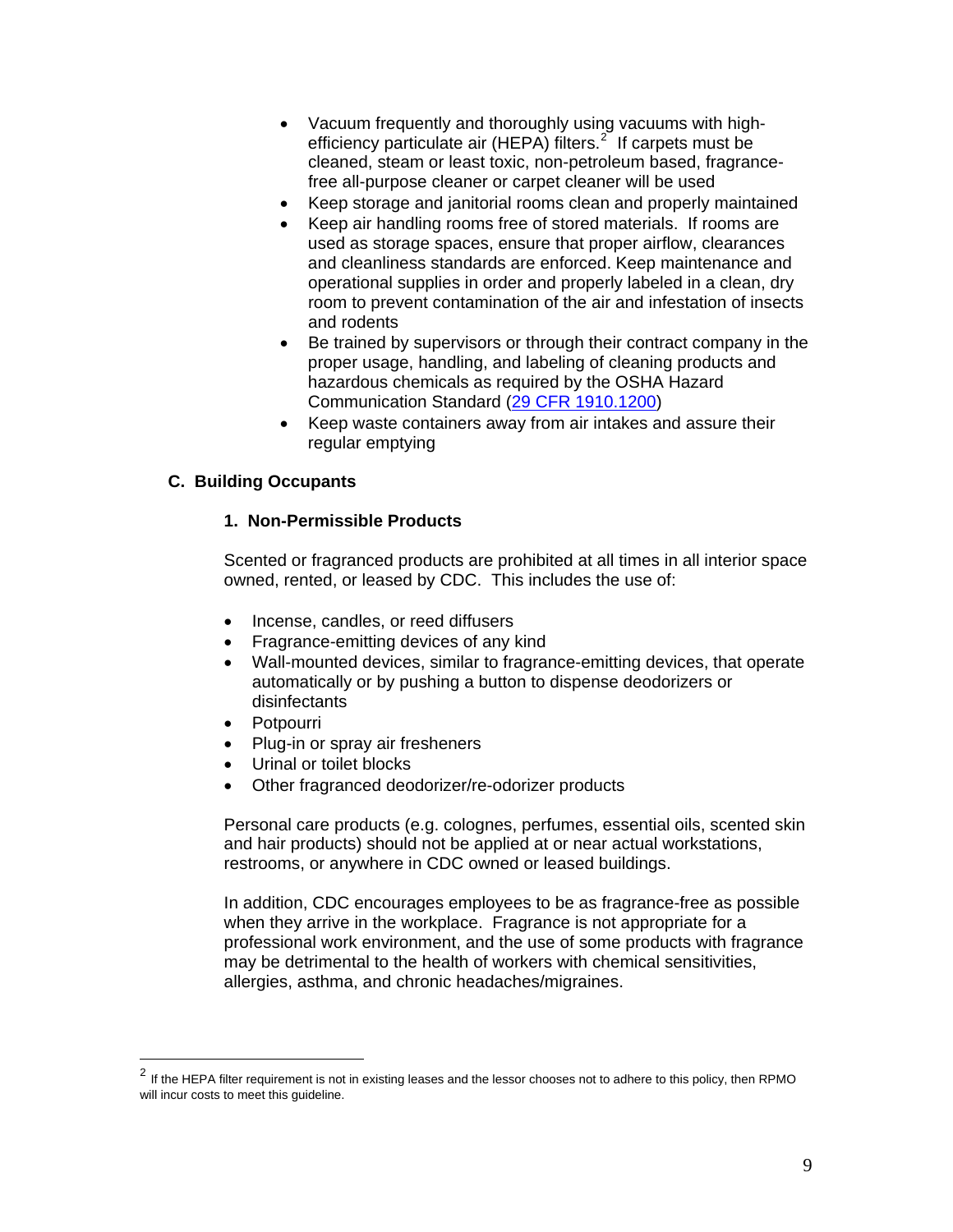- Vacuum frequently and thoroughly using vacuums with high-efficiency particulate air (HEPA) filters.[2] If carpets must be cleaned, steam or least toxic, non-petroleum based, fragrance-free all-purpose cleaner or carpet cleaner will be used
- Keep storage and janitorial rooms clean and properly maintained
- Keep air handling rooms free of stored materials. If rooms are used as storage spaces, ensure that proper airflow, clearances and cleanliness standards are enforced. Keep maintenance and operational supplies in order and properly labeled in a clean, dry room to prevent contamination of the air and infestation of insects and rodents
- Be trained by supervisors or through their contract company in the proper usage, handling, and labeling of cleaning products and hazardous chemicals as required by the OSHA Hazard Communication Standard (29 CFR 1910.1200)
- Keep waste containers away from air intakes and assure their regular emptying

### C. Building Occupants

#### 1. Non-Permissible Products

Scented or fragranced products are prohibited at all times in all interior space owned, rented, or leased by CDC. This includes the use of:

- Incense, candles, or reed diffusers
- Fragrance-emitting devices of any kind
- Wall-mounted devices, similar to fragrance-emitting devices, that operate automatically or by pushing a button to dispense deodorizers or disinfectants
- Potpourri
- Plug-in or spray air fresheners
- Urinal or toilet blocks
- Other fragranced deodorizer/re-odorizer products

Personal care products (e.g. colognes, perfumes, essential oils, scented skin and hair products) should not be applied at or near actual workstations, restrooms, or anywhere in CDC owned or leased buildings.

In addition, CDC encourages employees to be as fragrance-free as possible when they arrive in the workplace. Fragrance is not appropriate for a professional work environment, and the use of some products with fragrance may be detrimental to the health of workers with chemical sensitivities, allergies, asthma, and chronic headaches/migraines.

---

[2] If the HEPA filter requirement is not in existing leases and the lessor chooses not to adhere to this policy, then RPMO will incur costs to meet this guideline.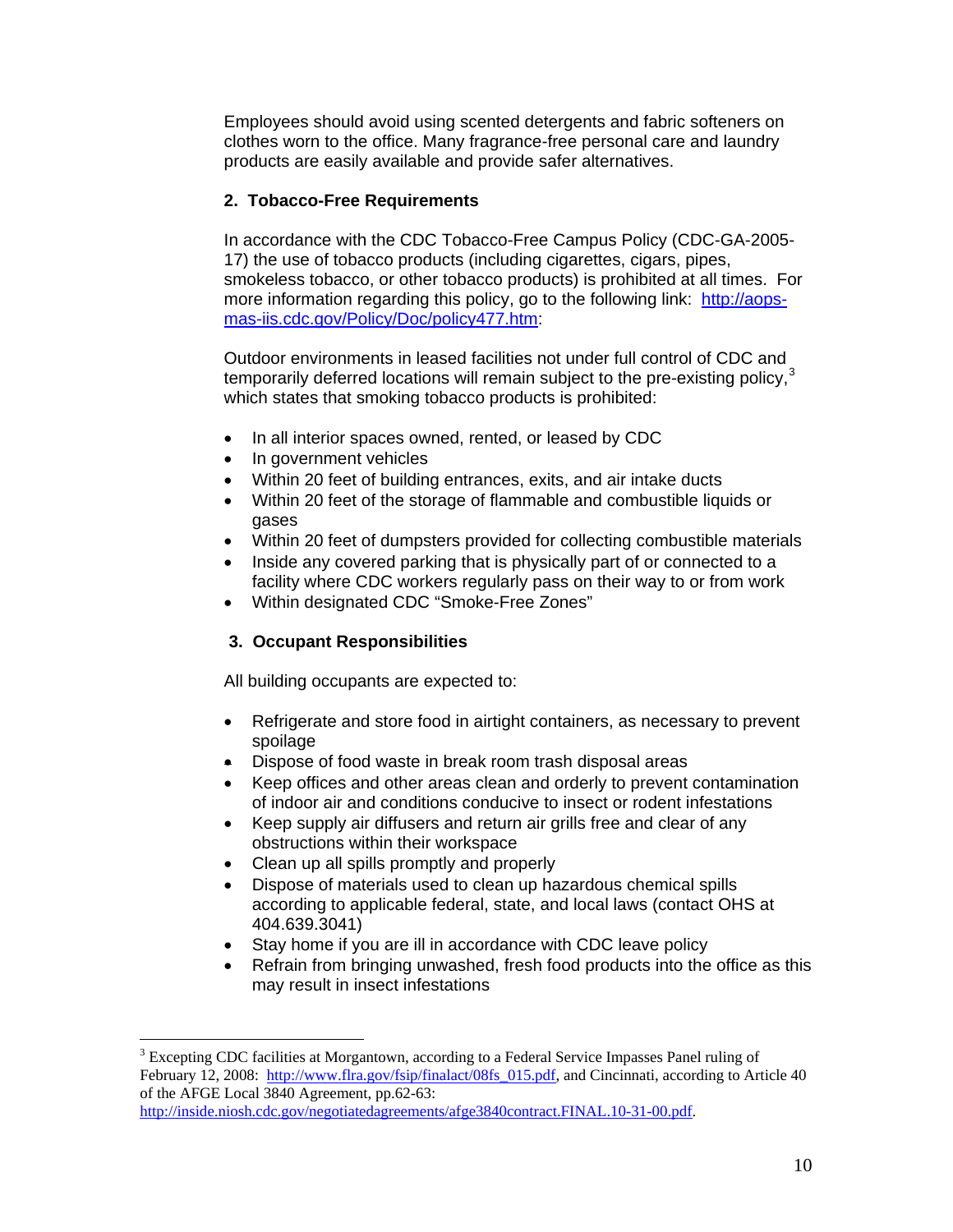Employees should avoid using scented detergents and fabric softeners on clothes worn to the office. Many fragrance-free personal care and laundry products are easily available and provide safer alternatives.

### 2. Tobacco-Free Requirements

In accordance with the CDC Tobacco-Free Campus Policy (CDC-GA-2005-17) the use of tobacco products (including cigarettes, cigars, pipes, smokeless tobacco, or other tobacco products) is prohibited at all times. For more information regarding this policy, go to the following link: [http://aops-mas-iis.cdc.gov/Policy/Doc/policy477.htm](http://aops-mas-iis.cdc.gov/Policy/Doc/policy477.htm):

Outdoor environments in leased facilities not under full control of CDC and temporarily deferred locations will remain subject to the pre-existing policy,[3] which states that smoking tobacco products is prohibited:

- In all interior spaces owned, rented, or leased by CDC
- In government vehicles
- Within 20 feet of building entrances, exits, and air intake ducts
- Within 20 feet of the storage of flammable and combustible liquids or gases
- Within 20 feet of dumpsters provided for collecting combustible materials
- Inside any covered parking that is physically part of or connected to a facility where CDC workers regularly pass on their way to or from work
- Within designated CDC "Smoke-Free Zones"

### 3. Occupant Responsibilities

All building occupants are expected to:

- Refrigerate and store food in airtight containers, as necessary to prevent spoilage
- Dispose of food waste in break room trash disposal areas
- Keep offices and other areas clean and orderly to prevent contamination of indoor air and conditions conducive to insect or rodent infestations
- Keep supply air diffusers and return air grills free and clear of any obstructions within their workspace
- Clean up all spills promptly and properly
- Dispose of materials used to clean up hazardous chemical spills according to applicable federal, state, and local laws (contact OHS at 404.639.3041)
- Stay home if you are ill in accordance with CDC leave policy
- Refrain from bringing unwashed, fresh food products into the office as this may result in insect infestations

---

[3] Excepting CDC facilities at Morgantown, according to a Federal Service Impasses Panel ruling of February 12, 2008: [http://www.flra.gov/fsip/finalact/08fs_015.pdf](http://www.flra.gov/fsip/finalact/08fs_015.pdf), and Cincinnati, according to Article 40 of the AFGE Local 3840 Agreement, pp.62-63: [http://inside.niosh.cdc.gov/negotiatedagreements/afge3840contract.FINAL.10-31-00.pdf](http://inside.niosh.cdc.gov/negotiatedagreements/afge3840contract.FINAL.10-31-00.pdf).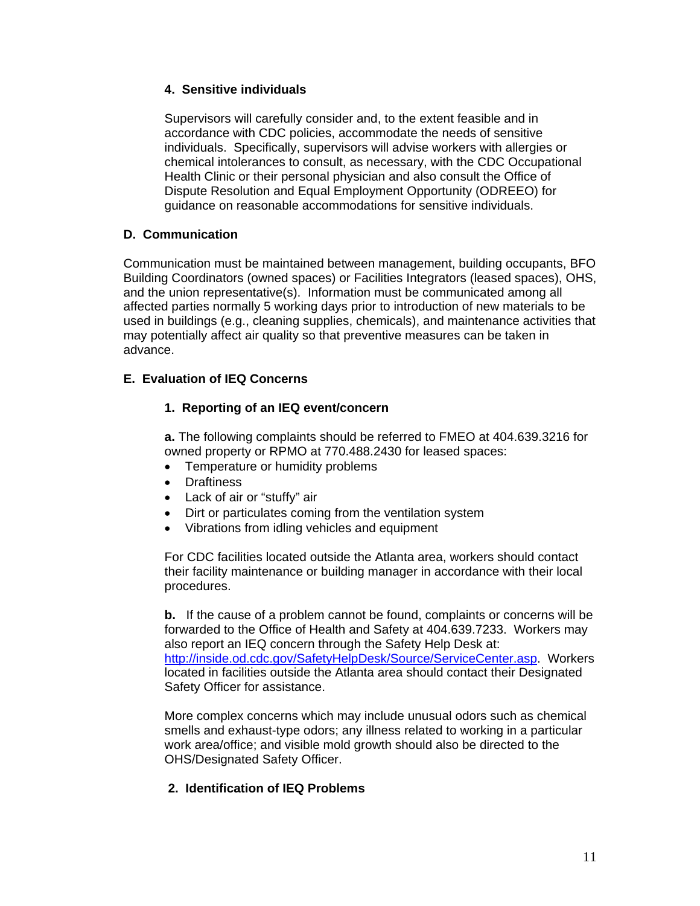#### 4. Sensitive individuals

Supervisors will carefully consider and, to the extent feasible and in accordance with CDC policies, accommodate the needs of sensitive individuals. Specifically, supervisors will advise workers with allergies or chemical intolerances to consult, as necessary, with the CDC Occupational Health Clinic or their personal physician and also consult the Office of Dispute Resolution and Equal Employment Opportunity (ODREEO) for guidance on reasonable accommodations for sensitive individuals.

### D. Communication

Communication must be maintained between management, building occupants, BFO Building Coordinators (owned spaces) or Facilities Integrators (leased spaces), OHS, and the union representative(s). Information must be communicated among all affected parties normally 5 working days prior to introduction of new materials to be used in buildings (e.g., cleaning supplies, chemicals), and maintenance activities that may potentially affect air quality so that preventive measures can be taken in advance.

### E. Evaluation of IEQ Concerns

#### 1. Reporting of an IEQ event/concern

**a.** The following complaints should be referred to FMEO at 404.639.3216 for owned property or RPMO at 770.488.2430 for leased spaces:

- Temperature or humidity problems
- Draftiness
- Lack of air or "stuffy" air
- Dirt or particulates coming from the ventilation system
- Vibrations from idling vehicles and equipment

For CDC facilities located outside the Atlanta area, workers should contact their facility maintenance or building manager in accordance with their local procedures.

**b.** If the cause of a problem cannot be found, complaints or concerns will be forwarded to the Office of Health and Safety at 404.639.7233. Workers may also report an IEQ concern through the Safety Help Desk at: http://inside.od.cdc.gov/SafetyHelpDesk/Source/ServiceCenter.asp. Workers located in facilities outside the Atlanta area should contact their Designated Safety Officer for assistance.

More complex concerns which may include unusual odors such as chemical smells and exhaust-type odors; any illness related to working in a particular work area/office; and visible mold growth should also be directed to the OHS/Designated Safety Officer.

#### 2. Identification of IEQ Problems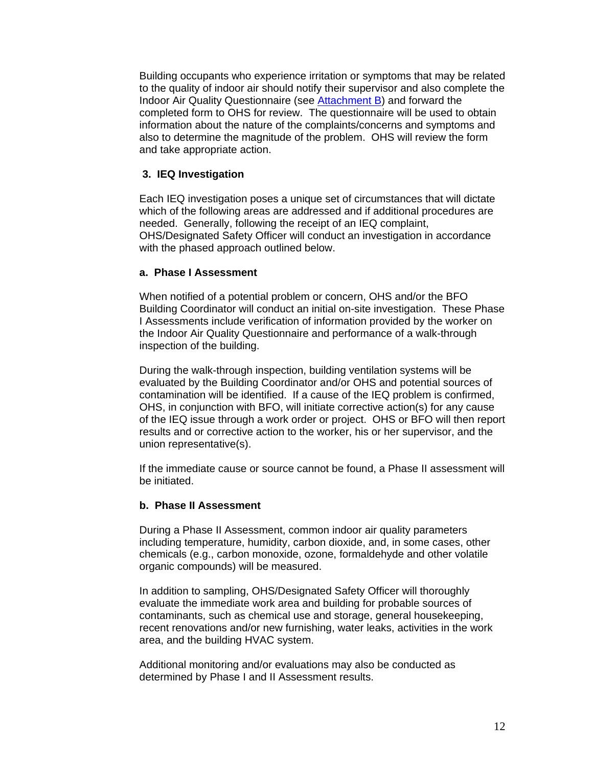Building occupants who experience irritation or symptoms that may be related to the quality of indoor air should notify their supervisor and also complete the Indoor Air Quality Questionnaire (see Attachment B) and forward the completed form to OHS for review. The questionnaire will be used to obtain information about the nature of the complaints/concerns and symptoms and also to determine the magnitude of the problem. OHS will review the form and take appropriate action.

### 3. IEQ Investigation

Each IEQ investigation poses a unique set of circumstances that will dictate which of the following areas are addressed and if additional procedures are needed. Generally, following the receipt of an IEQ complaint, OHS/Designated Safety Officer will conduct an investigation in accordance with the phased approach outlined below.

#### a. Phase I Assessment

When notified of a potential problem or concern, OHS and/or the BFO Building Coordinator will conduct an initial on-site investigation. These Phase I Assessments include verification of information provided by the worker on the Indoor Air Quality Questionnaire and performance of a walk-through inspection of the building.

During the walk-through inspection, building ventilation systems will be evaluated by the Building Coordinator and/or OHS and potential sources of contamination will be identified. If a cause of the IEQ problem is confirmed, OHS, in conjunction with BFO, will initiate corrective action(s) for any cause of the IEQ issue through a work order or project. OHS or BFO will then report results and or corrective action to the worker, his or her supervisor, and the union representative(s).

If the immediate cause or source cannot be found, a Phase II assessment will be initiated.

#### b. Phase II Assessment

During a Phase II Assessment, common indoor air quality parameters including temperature, humidity, carbon dioxide, and, in some cases, other chemicals (e.g., carbon monoxide, ozone, formaldehyde and other volatile organic compounds) will be measured.

In addition to sampling, OHS/Designated Safety Officer will thoroughly evaluate the immediate work area and building for probable sources of contaminants, such as chemical use and storage, general housekeeping, recent renovations and/or new furnishing, water leaks, activities in the work area, and the building HVAC system.

Additional monitoring and/or evaluations may also be conducted as determined by Phase I and II Assessment results.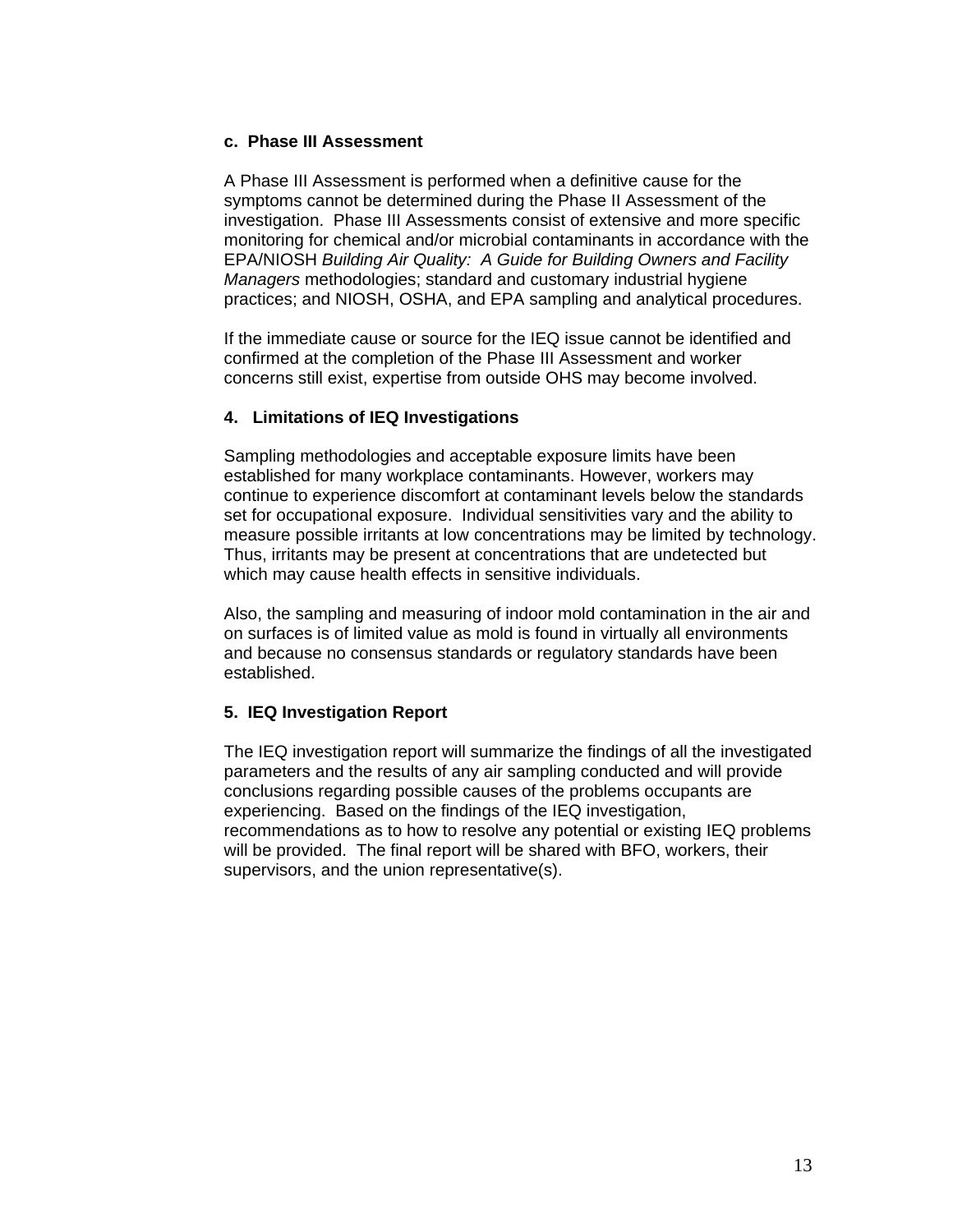### c. Phase III Assessment

A Phase III Assessment is performed when a definitive cause for the symptoms cannot be determined during the Phase II Assessment of the investigation. Phase III Assessments consist of extensive and more specific monitoring for chemical and/or microbial contaminants in accordance with the EPA/NIOSH *Building Air Quality: A Guide for Building Owners and Facility Managers* methodologies; standard and customary industrial hygiene practices; and NIOSH, OSHA, and EPA sampling and analytical procedures.

If the immediate cause or source for the IEQ issue cannot be identified and confirmed at the completion of the Phase III Assessment and worker concerns still exist, expertise from outside OHS may become involved.

## 4. Limitations of IEQ Investigations

Sampling methodologies and acceptable exposure limits have been established for many workplace contaminants. However, workers may continue to experience discomfort at contaminant levels below the standards set for occupational exposure. Individual sensitivities vary and the ability to measure possible irritants at low concentrations may be limited by technology. Thus, irritants may be present at concentrations that are undetected but which may cause health effects in sensitive individuals.

Also, the sampling and measuring of indoor mold contamination in the air and on surfaces is of limited value as mold is found in virtually all environments and because no consensus standards or regulatory standards have been established.

## 5. IEQ Investigation Report

The IEQ investigation report will summarize the findings of all the investigated parameters and the results of any air sampling conducted and will provide conclusions regarding possible causes of the problems occupants are experiencing. Based on the findings of the IEQ investigation, recommendations as to how to resolve any potential or existing IEQ problems will be provided. The final report will be shared with BFO, workers, their supervisors, and the union representative(s).